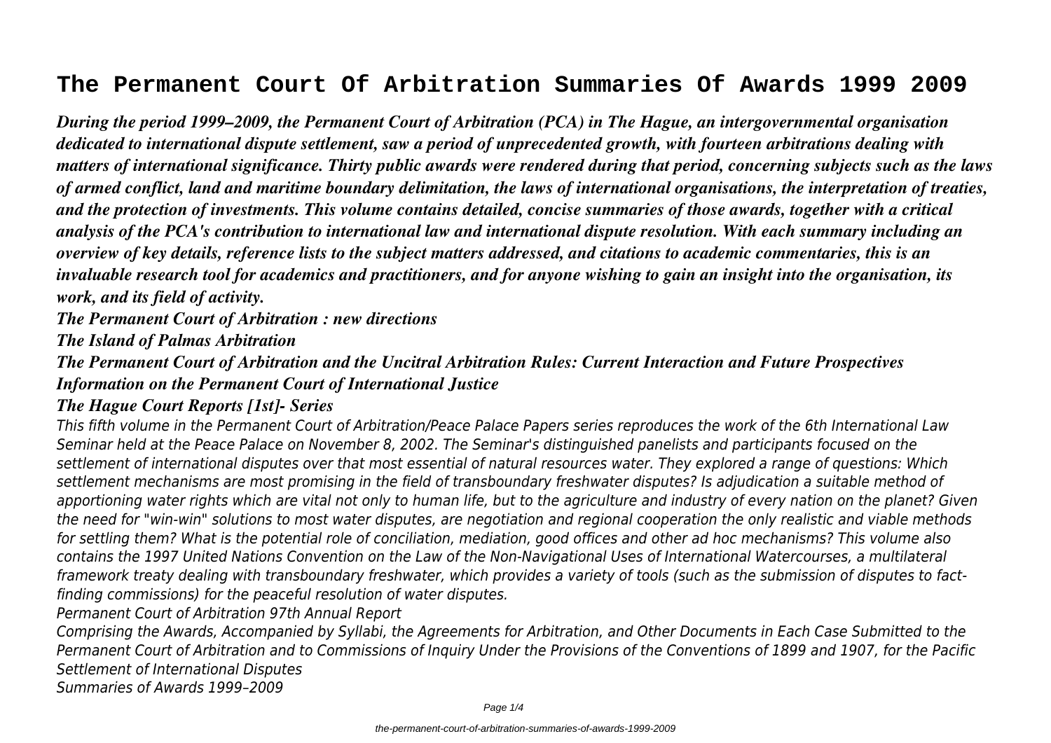# The Permanent Court Of Arbitration Summaries Of Awards 1999 2009

***During the period 1999–2009, the Permanent Court of Arbitration (PCA) in The Hague, an intergovernmental organisation dedicated to international dispute settlement, saw a period of unprecedented growth, with fourteen arbitrations dealing with matters of international significance. Thirty public awards were rendered during that period, concerning subjects such as the laws of armed conflict, land and maritime boundary delimitation, the laws of international organisations, the interpretation of treaties, and the protection of investments. This volume contains detailed, concise summaries of those awards, together with a critical analysis of the PCA's contribution to international law and international dispute resolution. With each summary including an overview of key details, reference lists to the subject matters addressed, and citations to academic commentaries, this is an invaluable research tool for academics and practitioners, and for anyone wishing to gain an insight into the organisation, its work, and its field of activity.***

***The Permanent Court of Arbitration : new directions***

***The Island of Palmas Arbitration***

***The Permanent Court of Arbitration and the Uncitral Arbitration Rules: Current Interaction and Future Prospectives***

***Information on the Permanent Court of International Justice***

***The Hague Court Reports [1st]- Series***

*This fifth volume in the Permanent Court of Arbitration/Peace Palace Papers series reproduces the work of the 6th International Law Seminar held at the Peace Palace on November 8, 2002. The Seminar's distinguished panelists and participants focused on the settlement of international disputes over that most essential of natural resources water. They explored a range of questions: Which settlement mechanisms are most promising in the field of transboundary freshwater disputes? Is adjudication a suitable method of apportioning water rights which are vital not only to human life, but to the agriculture and industry of every nation on the planet? Given the need for "win-win" solutions to most water disputes, are negotiation and regional cooperation the only realistic and viable methods for settling them? What is the potential role of conciliation, mediation, good offices and other ad hoc mechanisms? This volume also contains the 1997 United Nations Convention on the Law of the Non-Navigational Uses of International Watercourses, a multilateral framework treaty dealing with transboundary freshwater, which provides a variety of tools (such as the submission of disputes to fact-finding commissions) for the peaceful resolution of water disputes.*

*Permanent Court of Arbitration 97th Annual Report*

*Comprising the Awards, Accompanied by Syllabi, the Agreements for Arbitration, and Other Documents in Each Case Submitted to the Permanent Court of Arbitration and to Commissions of Inquiry Under the Provisions of the Conventions of 1899 and 1907, for the Pacific Settlement of International Disputes*

*Summaries of Awards 1999–2009*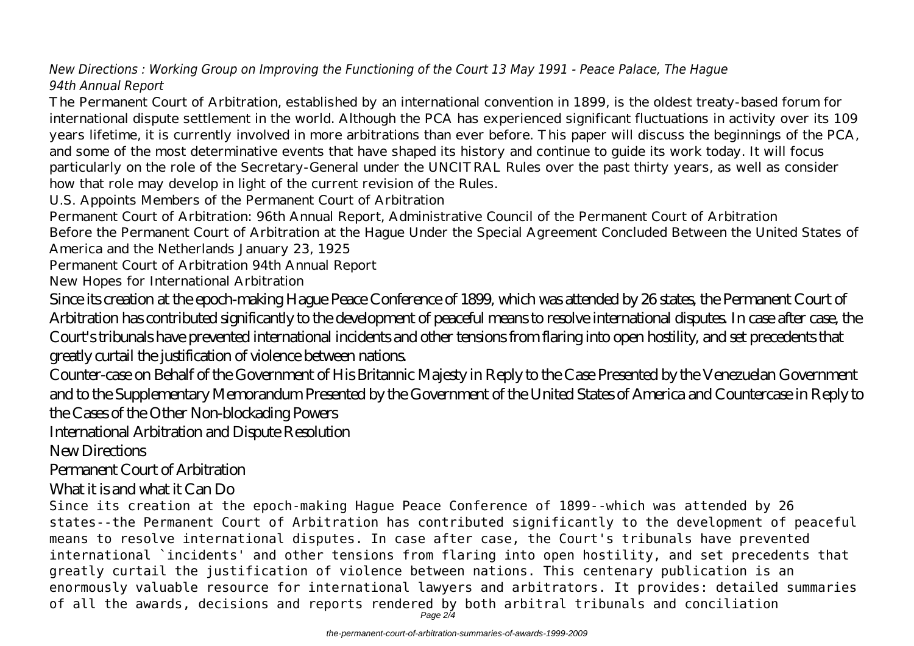*New Directions : Working Group on Improving the Functioning of the Court 13 May 1991 - Peace Palace, The Hague*

*94th Annual Report*

The Permanent Court of Arbitration, established by an international convention in 1899, is the oldest treaty-based forum for international dispute settlement in the world. Although the PCA has experienced significant fluctuations in activity over its 109 years lifetime, it is currently involved in more arbitrations than ever before. This paper will discuss the beginnings of the PCA, and some of the most determinative events that have shaped its history and continue to guide its work today. It will focus particularly on the role of the Secretary-General under the UNCITRAL Rules over the past thirty years, as well as consider how that role may develop in light of the current revision of the Rules.

U.S. Appoints Members of the Permanent Court of Arbitration

Permanent Court of Arbitration: 96th Annual Report, Administrative Council of the Permanent Court of Arbitration

Before the Permanent Court of Arbitration at the Hague Under the Special Agreement Concluded Between the United States of America and the Netherlands January 23, 1925

Permanent Court of Arbitration 94th Annual Report

New Hopes for International Arbitration

Since its creation at the epoch-making Hague Peace Conference of 1899, which was attended by 26 states, the Permanent Court of Arbitration has contributed significantly to the development of peaceful means to resolve international disputes. In case after case, the Court's tribunals have prevented international incidents and other tensions from flaring into open hostility, and set precedents that greatly curtail the justification of violence between nations.

Counter-case on Behalf of the Government of His Britannic Majesty in Reply to the Case Presented by the Venezuelan Government and to the Supplementary Memorandum Presented by the Government of the United States of America and Countercase in Reply to the Cases of the Other Non-blockading Powers

International Arbitration and Dispute Resolution

New Directions

Permanent Court of Arbitration

What it is and what it Can Do

Since its creation at the epoch-making Hague Peace Conference of 1899--which was attended by 26 states--the Permanent Court of Arbitration has contributed significantly to the development of peaceful means to resolve international disputes. In case after case, the Court's tribunals have prevented international `incidents' and other tensions from flaring into open hostility, and set precedents that greatly curtail the justification of violence between nations. This centenary publication is an enormously valuable resource for international lawyers and arbitrators. It provides: detailed summaries of all the awards, decisions and reports rendered by both arbitral tribunals and conciliation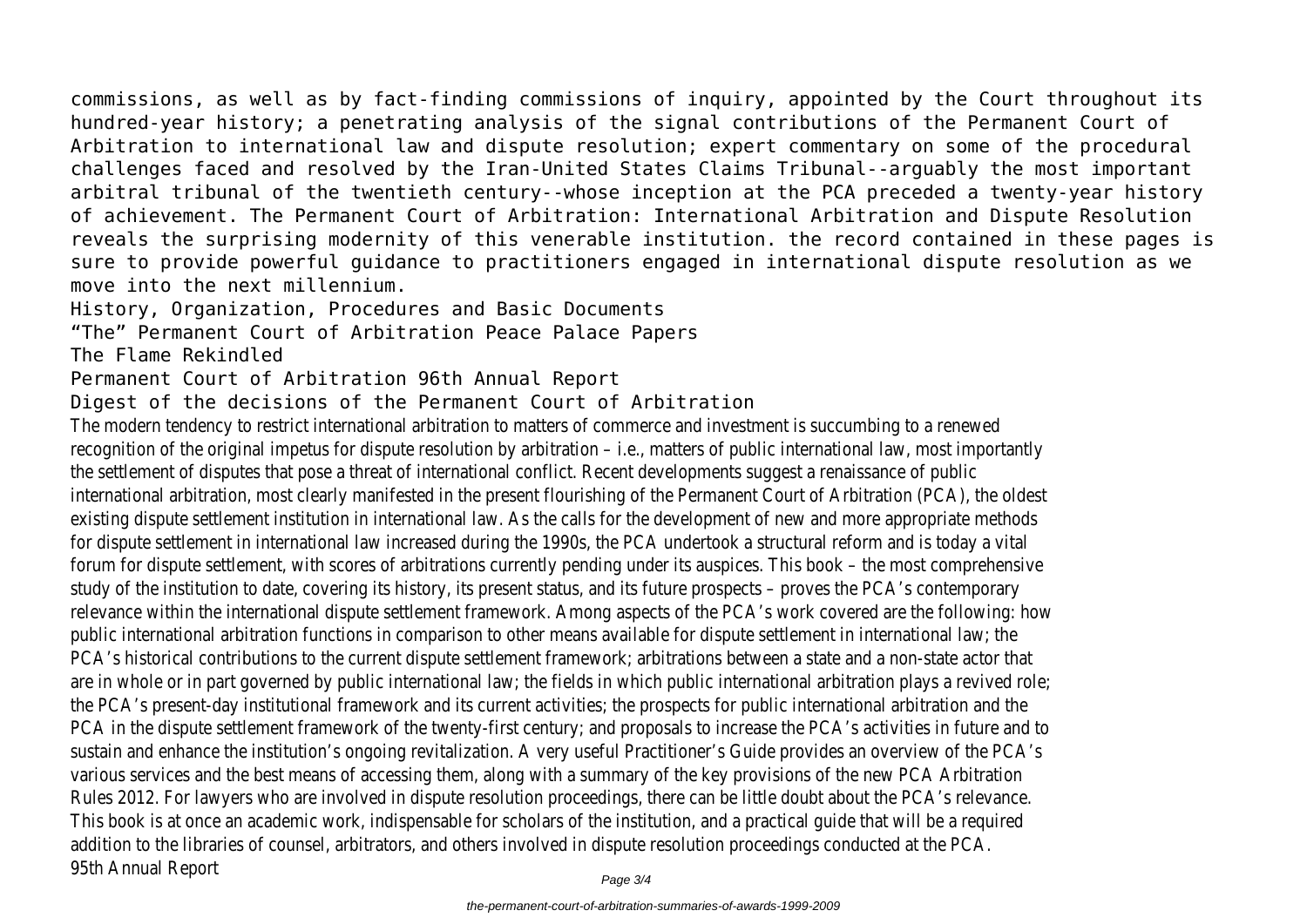commissions, as well as by fact-finding commissions of inquiry, appointed by the Court throughout its hundred-year history; a penetrating analysis of the signal contributions of the Permanent Court of Arbitration to international law and dispute resolution; expert commentary on some of the procedural challenges faced and resolved by the Iran-United States Claims Tribunal--arguably the most important arbitral tribunal of the twentieth century--whose inception at the PCA preceded a twenty-year history of achievement. The Permanent Court of Arbitration: International Arbitration and Dispute Resolution reveals the surprising modernity of this venerable institution. the record contained in these pages is sure to provide powerful guidance to practitioners engaged in international dispute resolution as we move into the next millennium.

History, Organization, Procedures and Basic Documents

"The" Permanent Court of Arbitration Peace Palace Papers

The Flame Rekindled

Permanent Court of Arbitration 96th Annual Report

Digest of the decisions of the Permanent Court of Arbitration

The modern tendency to restrict international arbitration to matters of commerce and investment is succumbing to a renewed recognition of the original impetus for dispute resolution by arbitration – i.e., matters of public international law, most importantly the settlement of disputes that pose a threat of international conflict. Recent developments suggest a renaissance of public international arbitration, most clearly manifested in the present flourishing of the Permanent Court of Arbitration (PCA), the oldest existing dispute settlement institution in international law. As the calls for the development of new and more appropriate methods for dispute settlement in international law increased during the 1990s, the PCA undertook a structural reform and is today a vital forum for dispute settlement, with scores of arbitrations currently pending under its auspices. This book – the most comprehensive study of the institution to date, covering its history, its present status, and its future prospects – proves the PCA's contemporary relevance within the international dispute settlement framework. Among aspects of the PCA's work covered are the following: how public international arbitration functions in comparison to other means available for dispute settlement in international law; the PCA's historical contributions to the current dispute settlement framework; arbitrations between a state and a non-state actor that are in whole or in part governed by public international law; the fields in which public international arbitration plays a revived role; the PCA's present-day institutional framework and its current activities; the prospects for public international arbitration and the PCA in the dispute settlement framework of the twenty-first century; and proposals to increase the PCA's activities in future and to sustain and enhance the institution's ongoing revitalization. A very useful Practitioner's Guide provides an overview of the PCA's various services and the best means of accessing them, along with a summary of the key provisions of the new PCA Arbitration Rules 2012. For lawyers who are involved in dispute resolution proceedings, there can be little doubt about the PCA's relevance. This book is at once an academic work, indispensable for scholars of the institution, and a practical guide that will be a required addition to the libraries of counsel, arbitrators, and others involved in dispute resolution proceedings conducted at the PCA.

95th Annual Report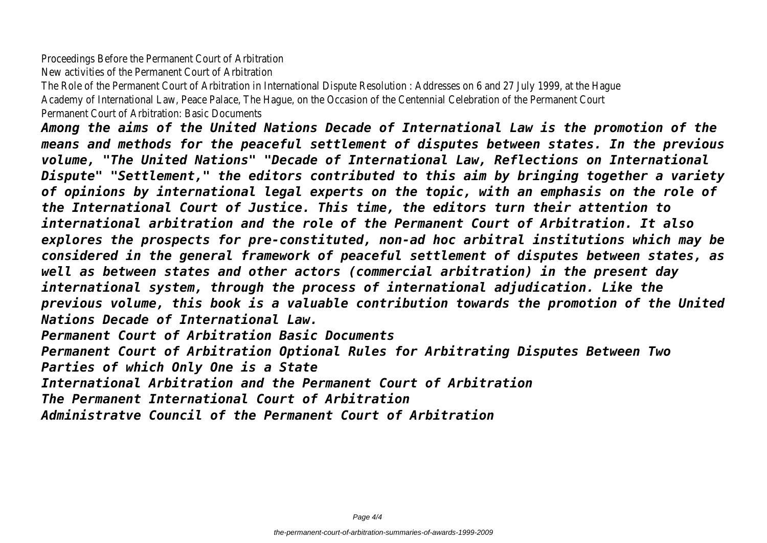Proceedings Before the Permanent Court of Arbitration
New activities of the Permanent Court of Arbitration
The Role of the Permanent Court of Arbitration in International Dispute Resolution : Addresses on 6 and 27 July 1999, at the Hague Academy of International Law, Peace Palace, The Hague, on the Occasion of the Centennial Celebration of the Permanent Court
Permanent Court of Arbitration: Basic Documents

***Among the aims of the United Nations Decade of International Law is the promotion of the means and methods for the peaceful settlement of disputes between states. In the previous volume, "The United Nations" "Decade of International Law, Reflections on International Dispute" "Settlement," the editors contributed to this aim by bringing together a variety of opinions by international legal experts on the topic, with an emphasis on the role of the International Court of Justice. This time, the editors turn their attention to international arbitration and the role of the Permanent Court of Arbitration. It also explores the prospects for pre-constituted, non-ad hoc arbitral institutions which may be considered in the general framework of peaceful settlement of disputes between states, as well as between states and other actors (commercial arbitration) in the present day international system, through the process of international adjudication. Like the previous volume, this book is a valuable contribution towards the promotion of the United Nations Decade of International Law.***

***Permanent Court of Arbitration Basic Documents***

***Permanent Court of Arbitration Optional Rules for Arbitrating Disputes Between Two Parties of which Only One is a State***

***International Arbitration and the Permanent Court of Arbitration***

***The Permanent International Court of Arbitration***

***Administratve Council of the Permanent Court of Arbitration***